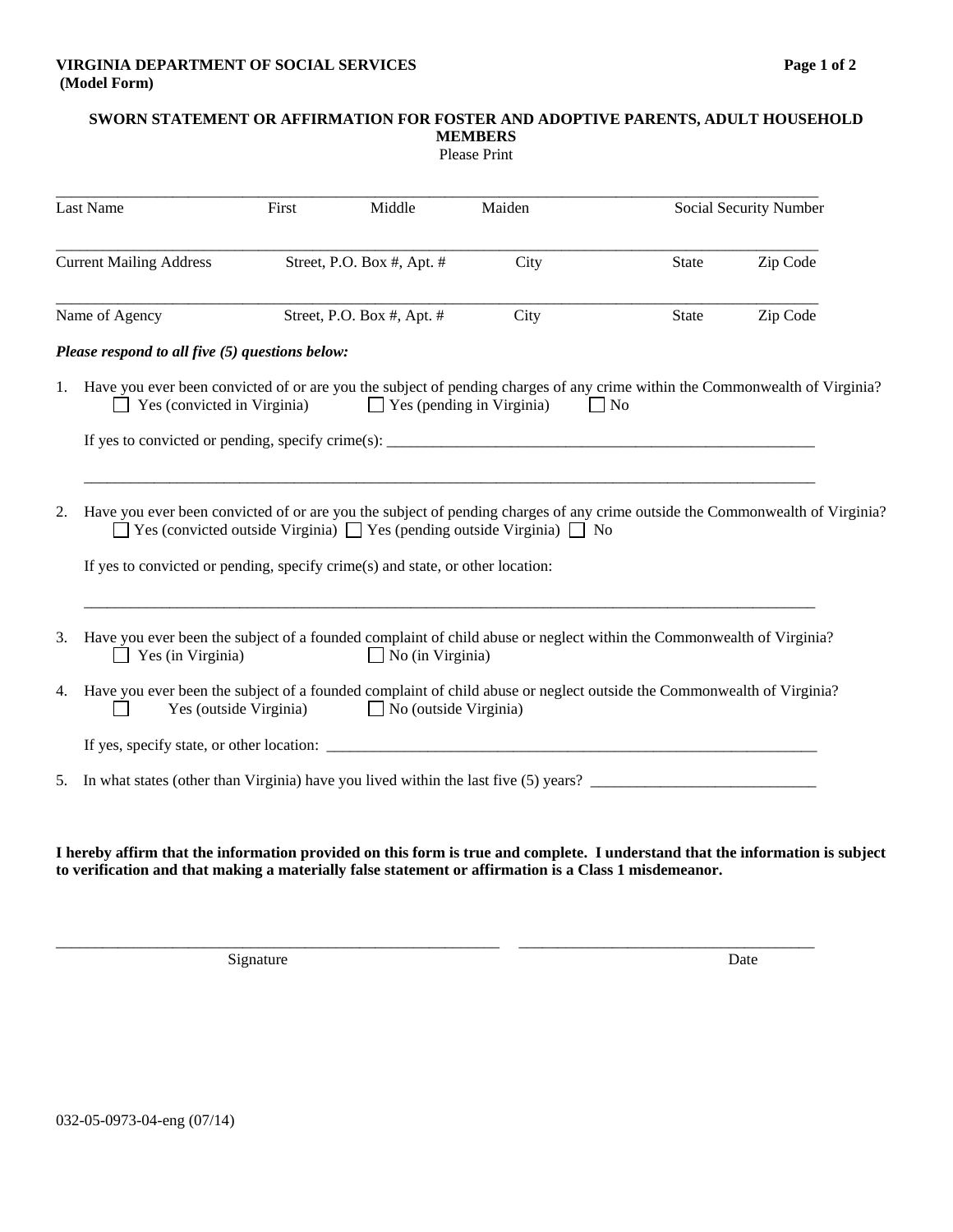**VIRGINIA DEPARTMENT OF SOCIAL SERVICES**
**(Model Form)**

## SWORN STATEMENT OR AFFIRMATION FOR FOSTER AND ADOPTIVE PARENTS, ADULT HOUSEHOLD MEMBERS

Please Print

_______________________________________________________________________________________
Last Name First Middle Maiden Social Security Number

_______________________________________________________________________________________
Current Mailing Address Street, P.O. Box #, Apt. # City State Zip Code

_______________________________________________________________________________________
Name of Agency Street, P.O. Box #, Apt. # City State Zip Code

***Please respond to all five (5) questions below:***

1. Have you ever been convicted of or are you the subject of pending charges of any crime within the Commonwealth of Virginia?
   ☐ Yes (convicted in Virginia) ☐ Yes (pending in Virginia) ☐ No

   If yes to convicted or pending, specify crime(s): ________________________________________________

   ___________________________________________________________________________________

2. Have you ever been convicted of or are you the subject of pending charges of any crime outside the Commonwealth of Virginia?
   ☐ Yes (convicted outside Virginia) ☐ Yes (pending outside Virginia) ☐ No

   If yes to convicted or pending, specify crime(s) and state, or other location:

   ___________________________________________________________________________________

3. Have you ever been the subject of a founded complaint of child abuse or neglect within the Commonwealth of Virginia?
   ☐ Yes (in Virginia) ☐ No (in Virginia)

4. Have you ever been the subject of a founded complaint of child abuse or neglect outside the Commonwealth of Virginia?
   ☐ Yes (outside Virginia) ☐ No (outside Virginia)

   If yes, specify state, or other location: ________________________________________________

5. In what states (other than Virginia) have you lived within the last five (5) years? ____________________________

**I hereby affirm that the information provided on this form is true and complete. I understand that the information is subject to verification and that making a materially false statement or affirmation is a Class 1 misdemeanor.**

_____________________________________________ ______________________________
Signature Date

032-05-0973-04-eng (07/14)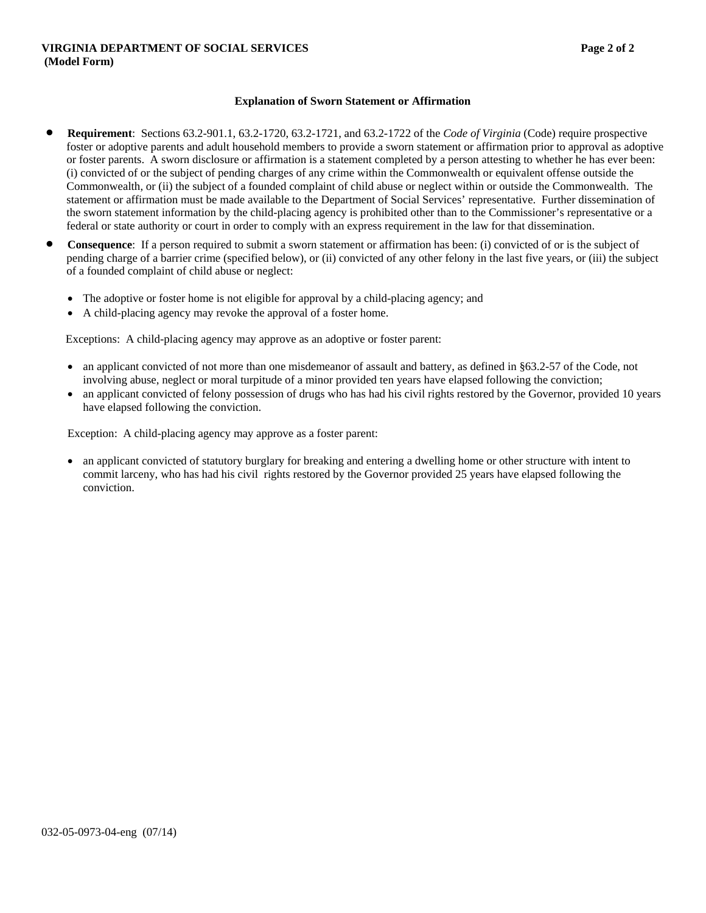**VIRGINIA DEPARTMENT OF SOCIAL SERVICES**
**(Model Form)**

**Explanation of Sworn Statement or Affirmation**

- **Requirement**: Sections 63.2-901.1, 63.2-1720, 63.2-1721, and 63.2-1722 of the *Code of Virginia* (Code) require prospective foster or adoptive parents and adult household members to provide a sworn statement or affirmation prior to approval as adoptive or foster parents. A sworn disclosure or affirmation is a statement completed by a person attesting to whether he has ever been: (i) convicted of or the subject of pending charges of any crime within the Commonwealth or equivalent offense outside the Commonwealth, or (ii) the subject of a founded complaint of child abuse or neglect within or outside the Commonwealth. The statement or affirmation must be made available to the Department of Social Services' representative. Further dissemination of the sworn statement information by the child-placing agency is prohibited other than to the Commissioner's representative or a federal or state authority or court in order to comply with an express requirement in the law for that dissemination.

- **Consequence**: If a person required to submit a sworn statement or affirmation has been: (i) convicted of or is the subject of pending charge of a barrier crime (specified below), or (ii) convicted of any other felony in the last five years, or (iii) the subject of a founded complaint of child abuse or neglect:

  - The adoptive or foster home is not eligible for approval by a child-placing agency; and
  - A child-placing agency may revoke the approval of a foster home.

  Exceptions: A child-placing agency may approve as an adoptive or foster parent:

  - an applicant convicted of not more than one misdemeanor of assault and battery, as defined in §63.2-57 of the Code, not involving abuse, neglect or moral turpitude of a minor provided ten years have elapsed following the conviction;
  - an applicant convicted of felony possession of drugs who has had his civil rights restored by the Governor, provided 10 years have elapsed following the conviction.

  Exception: A child-placing agency may approve as a foster parent:

  - an applicant convicted of statutory burglary for breaking and entering a dwelling home or other structure with intent to commit larceny, who has had his civil rights restored by the Governor provided 25 years have elapsed following the conviction.

032-05-0973-04-eng (07/14)